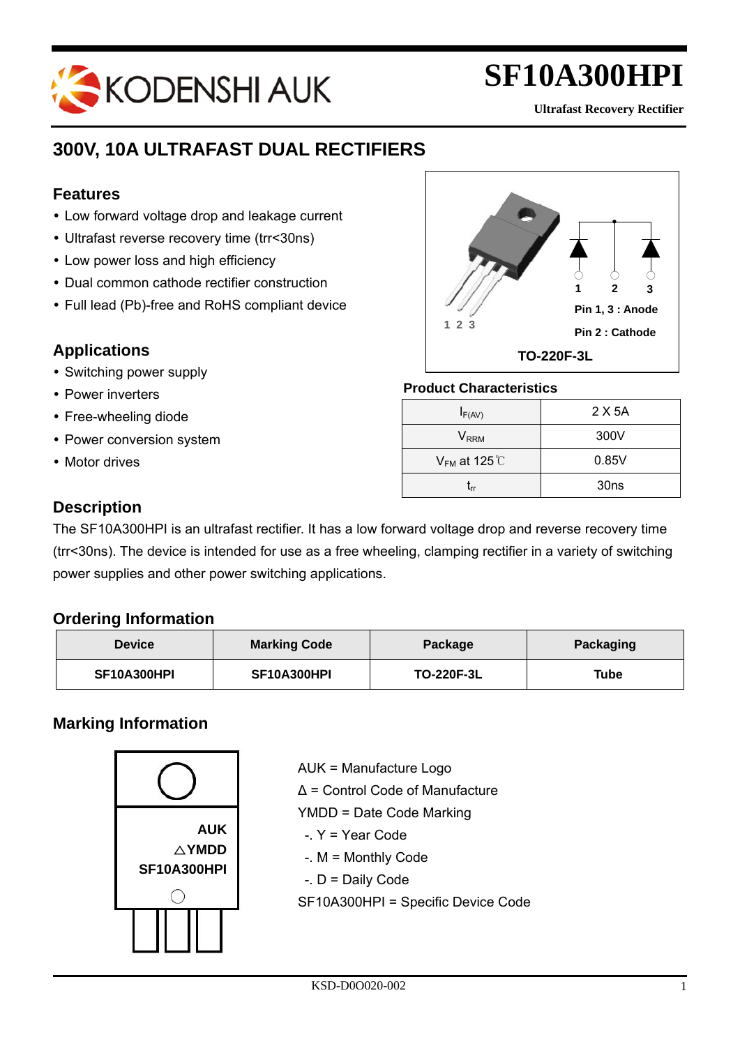# SF10A300HPI

**Ultrafast Recovery Rectifier**

## 300V, 10A ULTRAFAST DUAL RECTIFIERS

### Features

- Low forward voltage drop and leakage current
- Ultrafast reverse recovery time (trr<30ns)
- Low power loss and high efficiency
- Dual common cathode rectifier construction
- Full lead (Pb)-free and RoHS compliant device

Pin 1, 3 : Anode

Pin 2 : Cathode

TO-220F-3L

### Applications

- Switching power supply
- Power inverters
- Free-wheeling diode
- Power conversion system
- Motor drives

### Product Characteristics

| | |
|---|---|
| $I_{F(AV)}$ | 2 X 5A |
| $V_{RRM}$ | 300V |
| $V_{FM}$ at 125℃ | 0.85V |
| $t_{rr}$ | 30ns |

### Description

The SF10A300HPI is an ultrafast rectifier. It has a low forward voltage drop and reverse recovery time (trr<30ns). The device is intended for use as a free wheeling, clamping rectifier in a variety of switching power supplies and other power switching applications.

### Ordering Information

| Device | Marking Code | Package | Packaging |
|---|---|---|---|
| SF10A300HPI | SF10A300HPI | TO-220F-3L | Tube |

### Marking Information

AUK
△YMDD
SF10A300HPI

AUK = Manufacture Logo

Δ = Control Code of Manufacture

YMDD = Date Code Marking

-. Y = Year Code

-. M = Monthly Code

-. D = Daily Code

SF10A300HPI = Specific Device Code

KSD-D0O020-002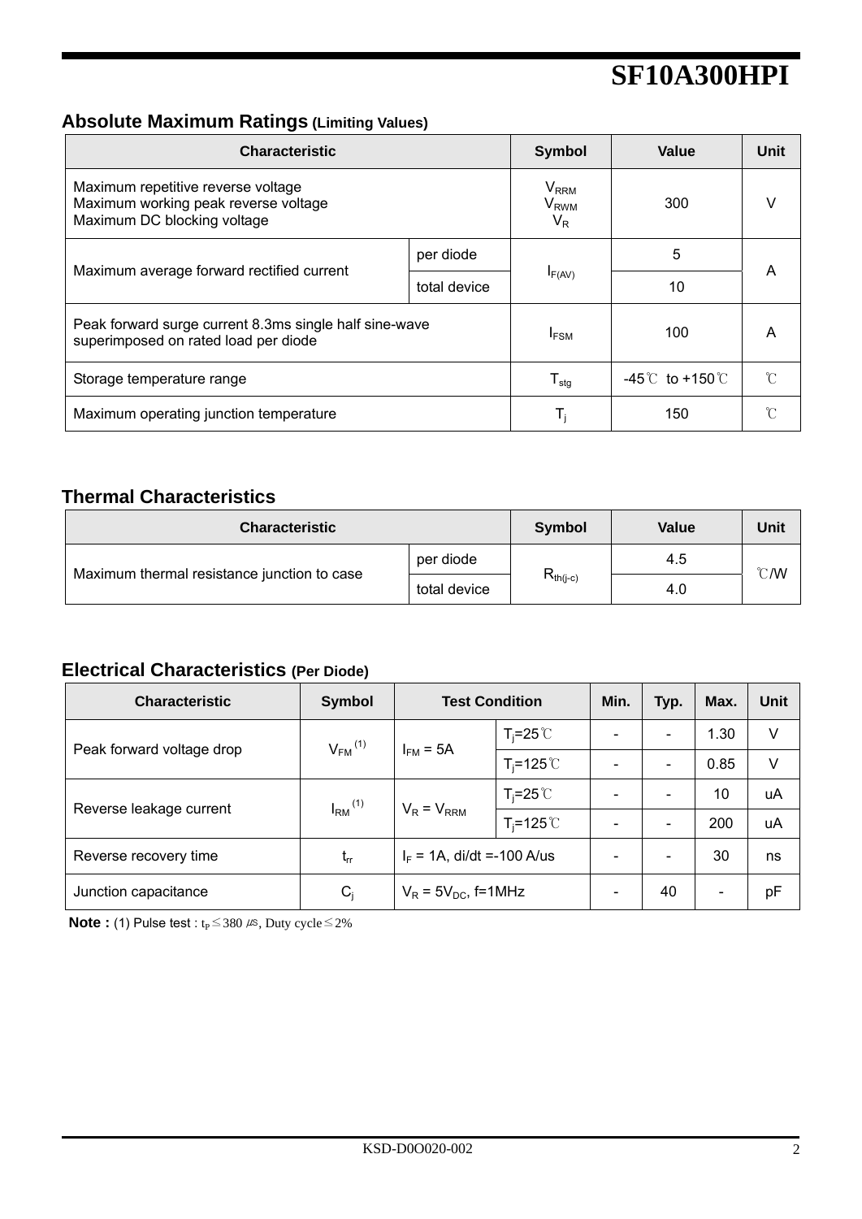# SF10A300HPI

## Absolute Maximum Ratings (Limiting Values)

| Characteristic | | Symbol | Value | Unit |
|---|---|---|---|---|
| Maximum repetitive reverse voltage<br>Maximum working peak reverse voltage<br>Maximum DC blocking voltage | | $V_{RRM}$<br>$V_{RWM}$<br>$V_R$ | 300 | V |
| Maximum average forward rectified current | per diode | $I_{F(AV)}$ | 5 | A |
| | total device | | 10 | |
| Peak forward surge current 8.3ms single half sine-wave superimposed on rated load per diode | | $I_{FSM}$ | 100 | A |
| Storage temperature range | | $T_{stg}$ | -45℃ to +150℃ | ℃ |
| Maximum operating junction temperature | | $T_j$ | 150 | ℃ |

## Thermal Characteristics

| Characteristic | | Symbol | Value | Unit |
|---|---|---|---|---|
| Maximum thermal resistance junction to case | per diode | $R_{th(j-c)}$ | 4.5 | ℃/W |
| | total device | | 4.0 | |

## Electrical Characteristics (Per Diode)

| Characteristic | Symbol | Test Condition | | Min. | Typ. | Max. | Unit |
|---|---|---|---|---|---|---|---|
| Peak forward voltage drop | $V_{FM}$ (1) | $I_{FM}$ = 5A | $T_j$=25℃ | - | - | 1.30 | V |
| | | | $T_j$=125℃ | - | - | 0.85 | V |
| Reverse leakage current | $I_{RM}$ (1) | $V_R = V_{RRM}$ | $T_j$=25℃ | - | - | 10 | uA |
| | | | $T_j$=125℃ | - | - | 200 | uA |
| Reverse recovery time | $t_{rr}$ | $I_F$ = 1A, di/dt =-100 A/us | | - | - | 30 | ns |
| Junction capacitance | $C_j$ | $V_R = 5V_{DC}$, f=1MHz | | - | 40 | - | pF |

**Note :** (1) Pulse test : $t_P \leq 380$ ㎲, Duty cycle ≤ 2%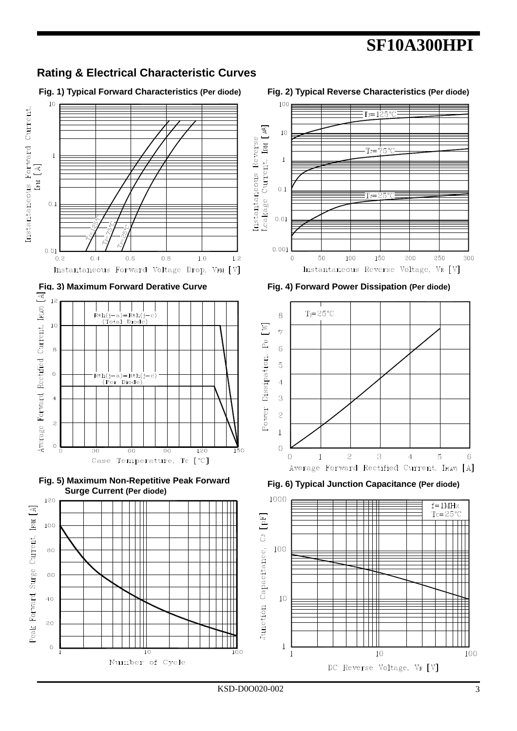## Rating & Electrical Characteristic Curves

**Fig. 1) Typical Forward Characteristics (Per diode)**

**Fig. 2) Typical Reverse Characteristics (Per diode)**

**Fig. 3) Maximum Forward Derative Curve**

**Fig. 4) Forward Power Dissipation (Per diode)**

**Fig. 5) Maximum Non-Repetitive Peak Forward Surge Current (Per diode)**

**Fig. 6) Typical Junction Capacitance (Per diode)**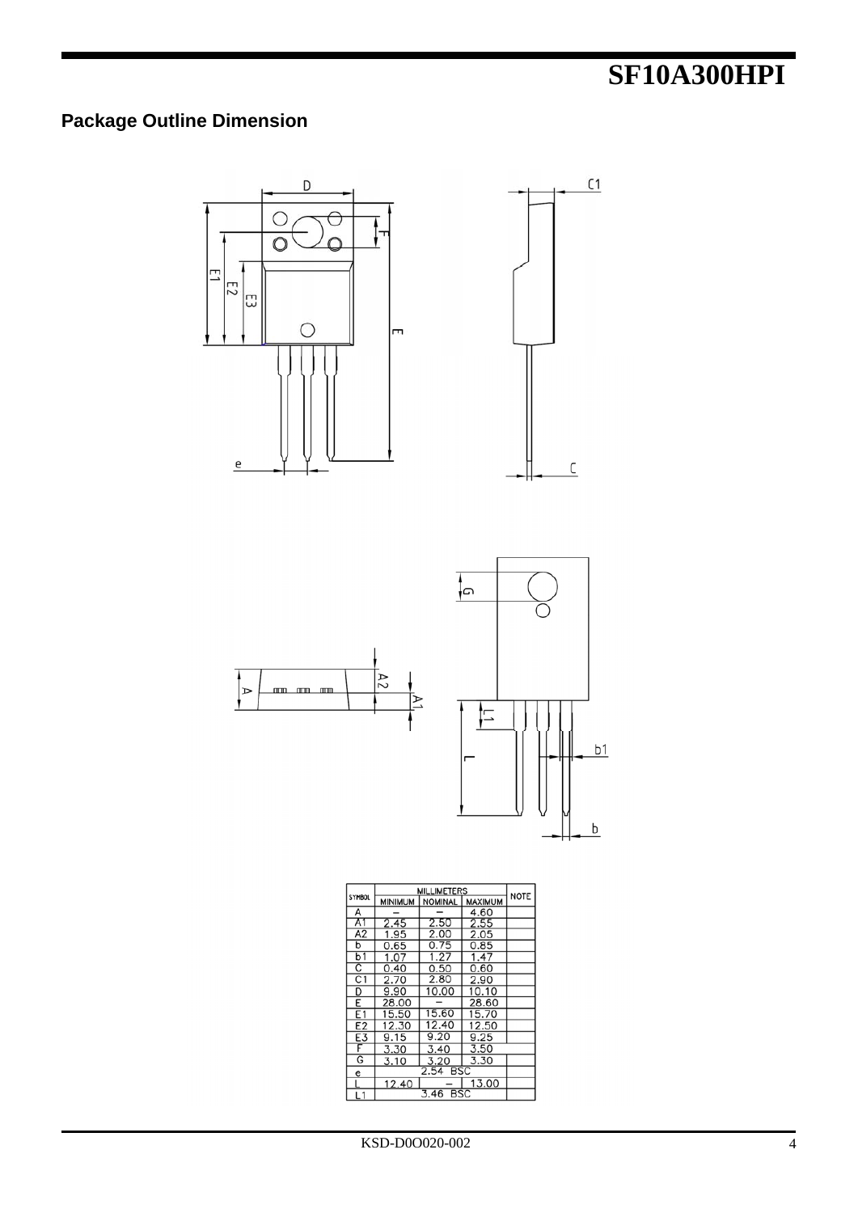## Package Outline Dimension

| SYMBOL | MILLIMETERS | | | NOTE |
|---|---|---|---|---|
| | MINIMUM | NOMINAL | MAXIMUM | |
| A | – | – | 4.60 | |
| A1 | 2.45 | 2.50 | 2.55 | |
| A2 | 1.95 | 2.00 | 2.05 | |
| b | 0.65 | 0.75 | 0.85 | |
| b1 | 1.07 | 1.27 | 1.47 | |
| C | 0.40 | 0.50 | 0.60 | |
| C1 | 2.70 | 2.80 | 2.90 | |
| D | 9.90 | 10.00 | 10.10 | |
| E | 28.00 | – | 28.60 | |
| E1 | 15.50 | 15.60 | 15.70 | |
| E2 | 12.30 | 12.40 | 12.50 | |
| E3 | 9.15 | 9.20 | 9.25 | |
| F | 3.30 | 3.40 | 3.50 | |
| G | 3.10 | 3.20 | 3.30 | |
| e | 2.54 BSC | | | |
| L | 12.40 | – | 13.00 | |
| L1 | 3.46 BSC | | | |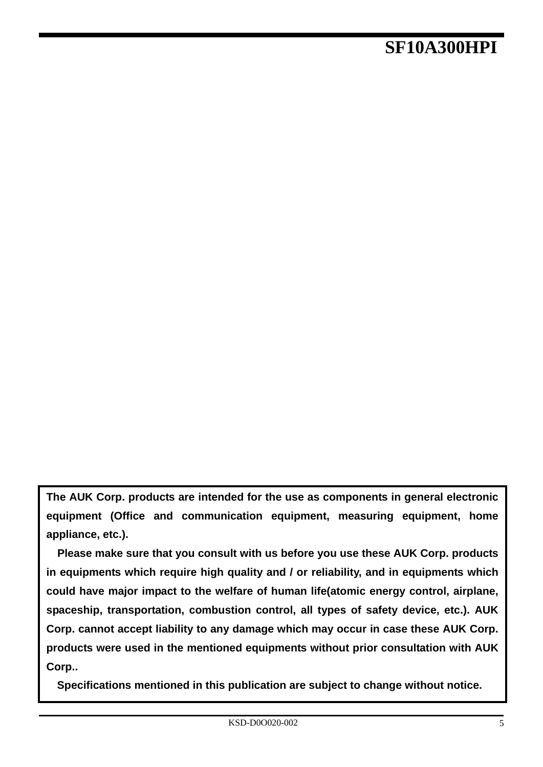**The AUK Corp. products are intended for the use as components in general electronic equipment (Office and communication equipment, measuring equipment, home appliance, etc.).**

**Please make sure that you consult with us before you use these AUK Corp. products in equipments which require high quality and / or reliability, and in equipments which could have major impact to the welfare of human life(atomic energy control, airplane, spaceship, transportation, combustion control, all types of safety device, etc.). AUK Corp. cannot accept liability to any damage which may occur in case these AUK Corp. products were used in the mentioned equipments without prior consultation with AUK Corp..**

**Specifications mentioned in this publication are subject to change without notice.**